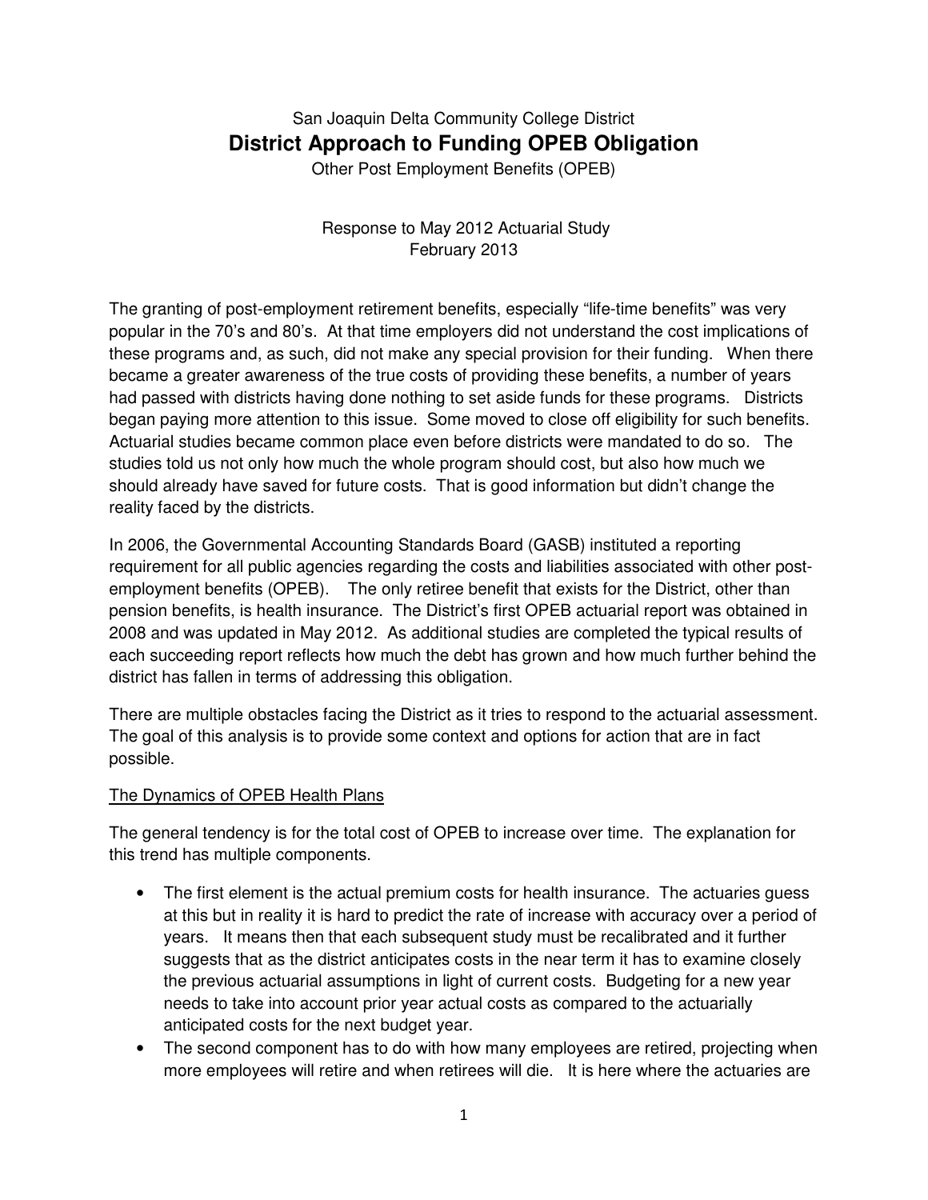San Joaquin Delta Community College District

# District Approach to Funding OPEB Obligation

Other Post Employment Benefits (OPEB)

Response to May 2012 Actuarial Study
February 2013

The granting of post-employment retirement benefits, especially "life-time benefits" was very popular in the 70's and 80's. At that time employers did not understand the cost implications of these programs and, as such, did not make any special provision for their funding. When there became a greater awareness of the true costs of providing these benefits, a number of years had passed with districts having done nothing to set aside funds for these programs. Districts began paying more attention to this issue. Some moved to close off eligibility for such benefits. Actuarial studies became common place even before districts were mandated to do so. The studies told us not only how much the whole program should cost, but also how much we should already have saved for future costs. That is good information but didn't change the reality faced by the districts.

In 2006, the Governmental Accounting Standards Board (GASB) instituted a reporting requirement for all public agencies regarding the costs and liabilities associated with other post-employment benefits (OPEB). The only retiree benefit that exists for the District, other than pension benefits, is health insurance. The District's first OPEB actuarial report was obtained in 2008 and was updated in May 2012. As additional studies are completed the typical results of each succeeding report reflects how much the debt has grown and how much further behind the district has fallen in terms of addressing this obligation.

There are multiple obstacles facing the District as it tries to respond to the actuarial assessment. The goal of this analysis is to provide some context and options for action that are in fact possible.

## The Dynamics of OPEB Health Plans

The general tendency is for the total cost of OPEB to increase over time. The explanation for this trend has multiple components.

- The first element is the actual premium costs for health insurance. The actuaries guess at this but in reality it is hard to predict the rate of increase with accuracy over a period of years. It means then that each subsequent study must be recalibrated and it further suggests that as the district anticipates costs in the near term it has to examine closely the previous actuarial assumptions in light of current costs. Budgeting for a new year needs to take into account prior year actual costs as compared to the actuarially anticipated costs for the next budget year.
- The second component has to do with how many employees are retired, projecting when more employees will retire and when retirees will die. It is here where the actuaries are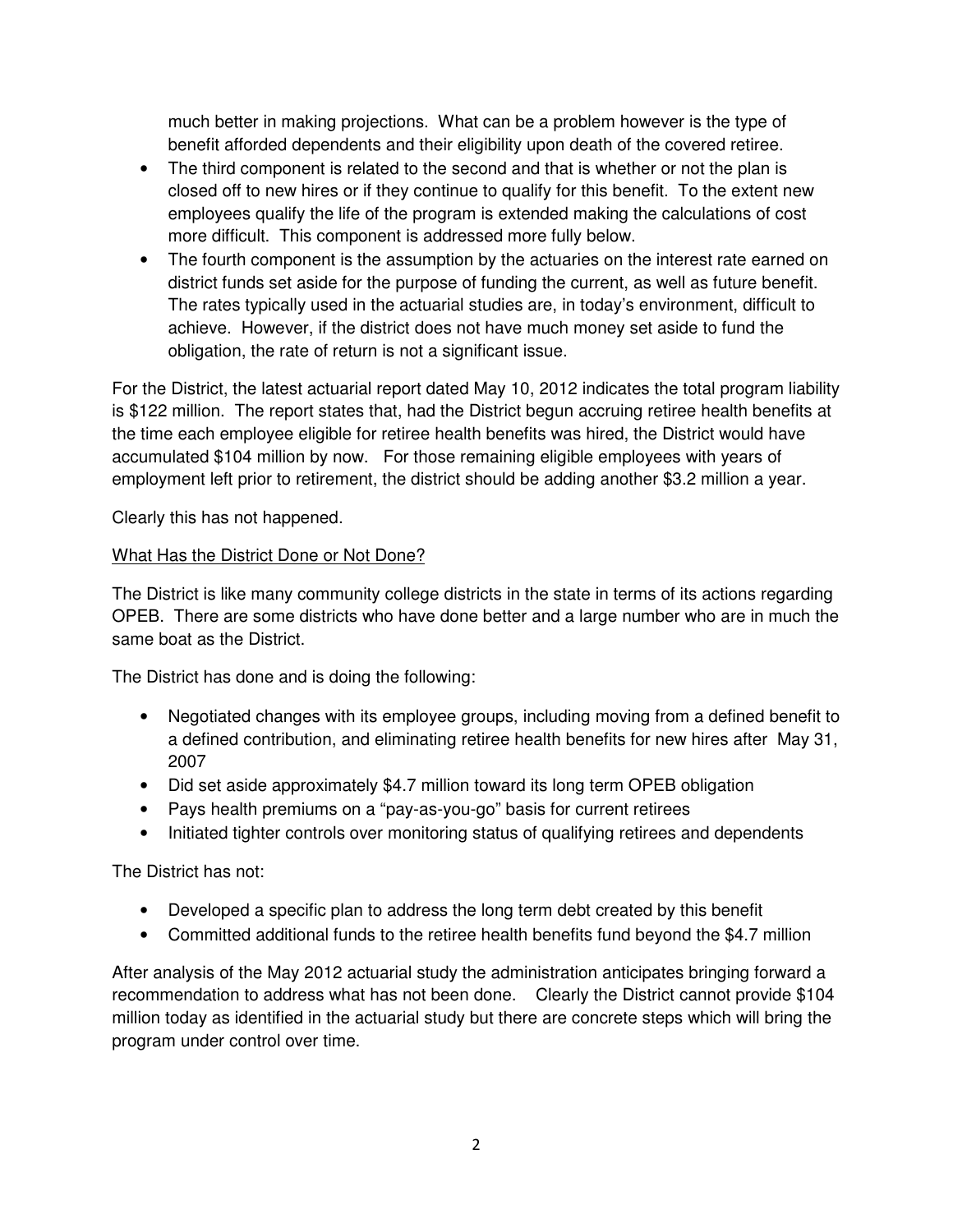much better in making projections. What can be a problem however is the type of benefit afforded dependents and their eligibility upon death of the covered retiree.

- The third component is related to the second and that is whether or not the plan is closed off to new hires or if they continue to qualify for this benefit. To the extent new employees qualify the life of the program is extended making the calculations of cost more difficult. This component is addressed more fully below.
- The fourth component is the assumption by the actuaries on the interest rate earned on district funds set aside for the purpose of funding the current, as well as future benefit. The rates typically used in the actuarial studies are, in today's environment, difficult to achieve. However, if the district does not have much money set aside to fund the obligation, the rate of return is not a significant issue.

For the District, the latest actuarial report dated May 10, 2012 indicates the total program liability is $122 million. The report states that, had the District begun accruing retiree health benefits at the time each employee eligible for retiree health benefits was hired, the District would have accumulated $104 million by now. For those remaining eligible employees with years of employment left prior to retirement, the district should be adding another $3.2 million a year.

Clearly this has not happened.

<u>What Has the District Done or Not Done?</u>

The District is like many community college districts in the state in terms of its actions regarding OPEB. There are some districts who have done better and a large number who are in much the same boat as the District.

The District has done and is doing the following:

- Negotiated changes with its employee groups, including moving from a defined benefit to a defined contribution, and eliminating retiree health benefits for new hires after May 31, 2007
- Did set aside approximately $4.7 million toward its long term OPEB obligation
- Pays health premiums on a "pay-as-you-go" basis for current retirees
- Initiated tighter controls over monitoring status of qualifying retirees and dependents

The District has not:

- Developed a specific plan to address the long term debt created by this benefit
- Committed additional funds to the retiree health benefits fund beyond the $4.7 million

After analysis of the May 2012 actuarial study the administration anticipates bringing forward a recommendation to address what has not been done. Clearly the District cannot provide $104 million today as identified in the actuarial study but there are concrete steps which will bring the program under control over time.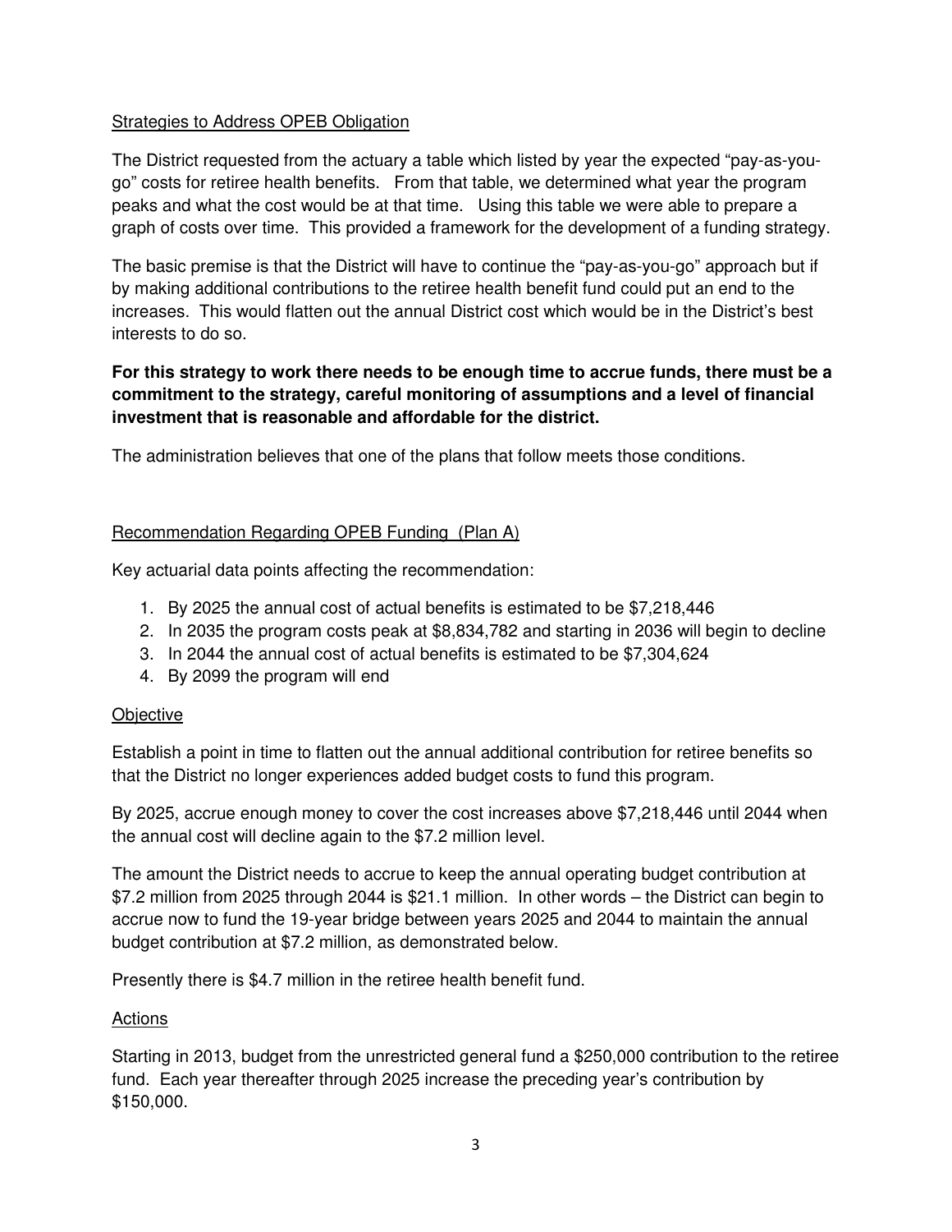Strategies to Address OPEB Obligation

The District requested from the actuary a table which listed by year the expected "pay-as-you-go" costs for retiree health benefits. From that table, we determined what year the program peaks and what the cost would be at that time. Using this table we were able to prepare a graph of costs over time. This provided a framework for the development of a funding strategy.

The basic premise is that the District will have to continue the "pay-as-you-go" approach but if by making additional contributions to the retiree health benefit fund could put an end to the increases. This would flatten out the annual District cost which would be in the District's best interests to do so.

**For this strategy to work there needs to be enough time to accrue funds, there must be a commitment to the strategy, careful monitoring of assumptions and a level of financial investment that is reasonable and affordable for the district.**

The administration believes that one of the plans that follow meets those conditions.

Recommendation Regarding OPEB Funding (Plan A)

Key actuarial data points affecting the recommendation:

1. By 2025 the annual cost of actual benefits is estimated to be $7,218,446
2. In 2035 the program costs peak at $8,834,782 and starting in 2036 will begin to decline
3. In 2044 the annual cost of actual benefits is estimated to be $7,304,624
4. By 2099 the program will end

Objective

Establish a point in time to flatten out the annual additional contribution for retiree benefits so that the District no longer experiences added budget costs to fund this program.

By 2025, accrue enough money to cover the cost increases above $7,218,446 until 2044 when the annual cost will decline again to the $7.2 million level.

The amount the District needs to accrue to keep the annual operating budget contribution at $7.2 million from 2025 through 2044 is $21.1 million. In other words – the District can begin to accrue now to fund the 19-year bridge between years 2025 and 2044 to maintain the annual budget contribution at $7.2 million, as demonstrated below.

Presently there is $4.7 million in the retiree health benefit fund.

Actions

Starting in 2013, budget from the unrestricted general fund a $250,000 contribution to the retiree fund. Each year thereafter through 2025 increase the preceding year's contribution by $150,000.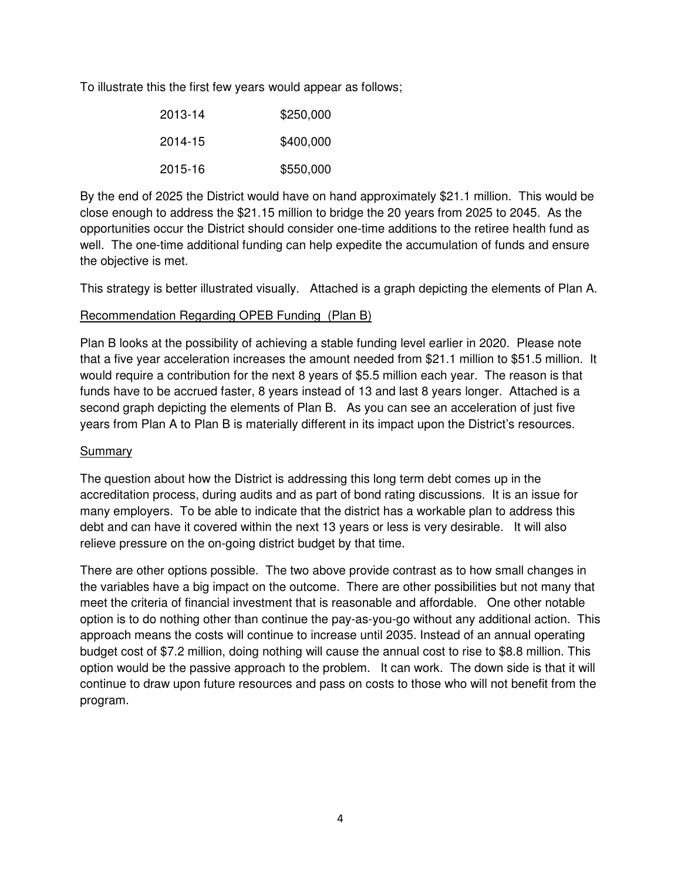To illustrate this the first few years would appear as follows;

| | |
|---|---|
| 2013-14 | $250,000 |
| 2014-15 | $400,000 |
| 2015-16 | $550,000 |

By the end of 2025 the District would have on hand approximately $21.1 million. This would be close enough to address the $21.15 million to bridge the 20 years from 2025 to 2045. As the opportunities occur the District should consider one-time additions to the retiree health fund as well. The one-time additional funding can help expedite the accumulation of funds and ensure the objective is met.

This strategy is better illustrated visually. Attached is a graph depicting the elements of Plan A.

<u>Recommendation Regarding OPEB Funding (Plan B)</u>

Plan B looks at the possibility of achieving a stable funding level earlier in 2020. Please note that a five year acceleration increases the amount needed from $21.1 million to $51.5 million. It would require a contribution for the next 8 years of $5.5 million each year. The reason is that funds have to be accrued faster, 8 years instead of 13 and last 8 years longer. Attached is a second graph depicting the elements of Plan B. As you can see an acceleration of just five years from Plan A to Plan B is materially different in its impact upon the District's resources.

<u>Summary</u>

The question about how the District is addressing this long term debt comes up in the accreditation process, during audits and as part of bond rating discussions. It is an issue for many employers. To be able to indicate that the district has a workable plan to address this debt and can have it covered within the next 13 years or less is very desirable. It will also relieve pressure on the on-going district budget by that time.

There are other options possible. The two above provide contrast as to how small changes in the variables have a big impact on the outcome. There are other possibilities but not many that meet the criteria of financial investment that is reasonable and affordable. One other notable option is to do nothing other than continue the pay-as-you-go without any additional action. This approach means the costs will continue to increase until 2035. Instead of an annual operating budget cost of $7.2 million, doing nothing will cause the annual cost to rise to $8.8 million. This option would be the passive approach to the problem. It can work. The down side is that it will continue to draw upon future resources and pass on costs to those who will not benefit from the program.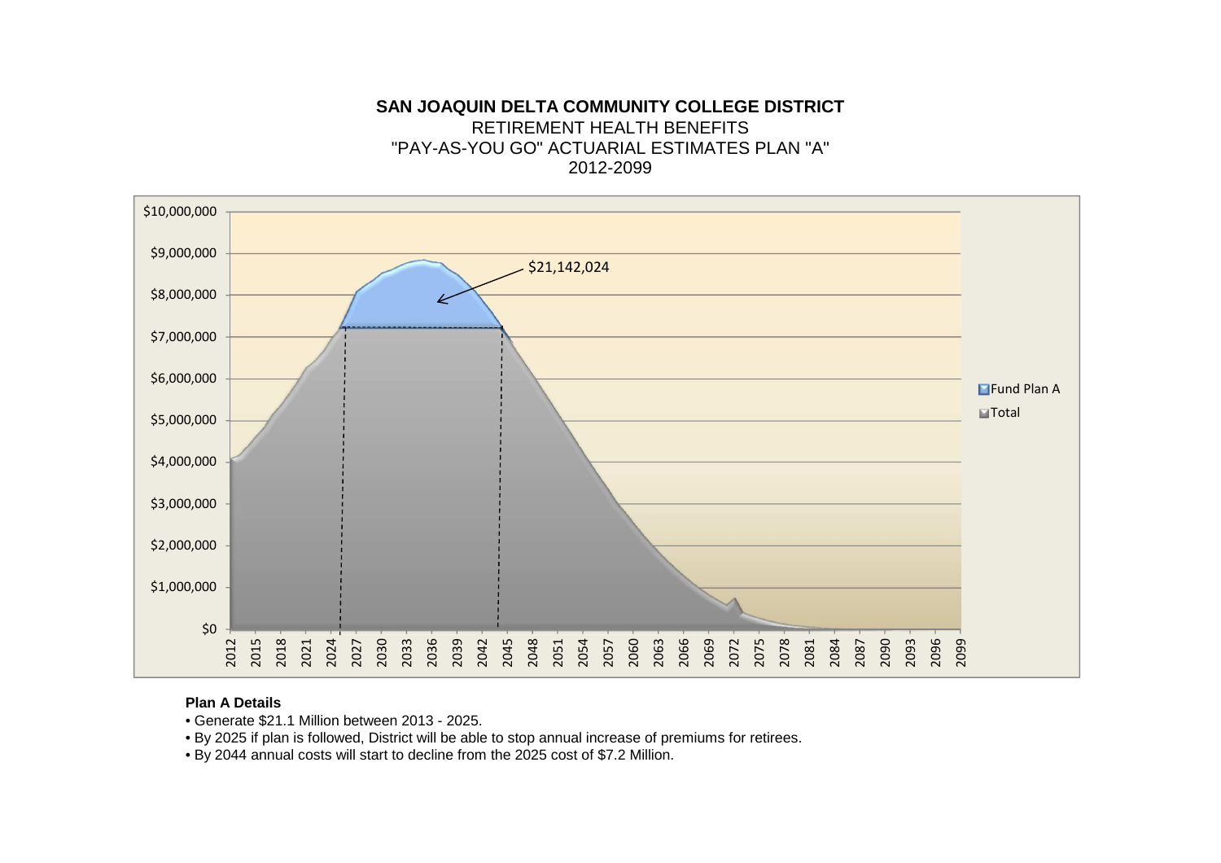**SAN JOAQUIN DELTA COMMUNITY COLLEGE DISTRICT**

RETIREMENT HEALTH BENEFITS

"PAY-AS-YOU GO" ACTUARIAL ESTIMATES PLAN "A"

2012-2099

$10,000,000
$9,000,000
$8,000,000
$7,000,000
$6,000,000
$5,000,000
$4,000,000
$3,000,000
$2,000,000
$1,000,000
$0

2012 2015 2018 2021 2024 2027 2030 2033 2036 2039 2042 2045 2048 2051 2054 2057 2060 2063 2066 2069 2072 2075 2078 2081 2084 2087 2090 2093 2096 2099

$21,142,024

Fund Plan A

Total

**Plan A Details**

- Generate $21.1 Million between 2013 - 2025.
- By 2025 if plan is followed, District will be able to stop annual increase of premiums for retirees.
- By 2044 annual costs will start to decline from the 2025 cost of $7.2 Million.